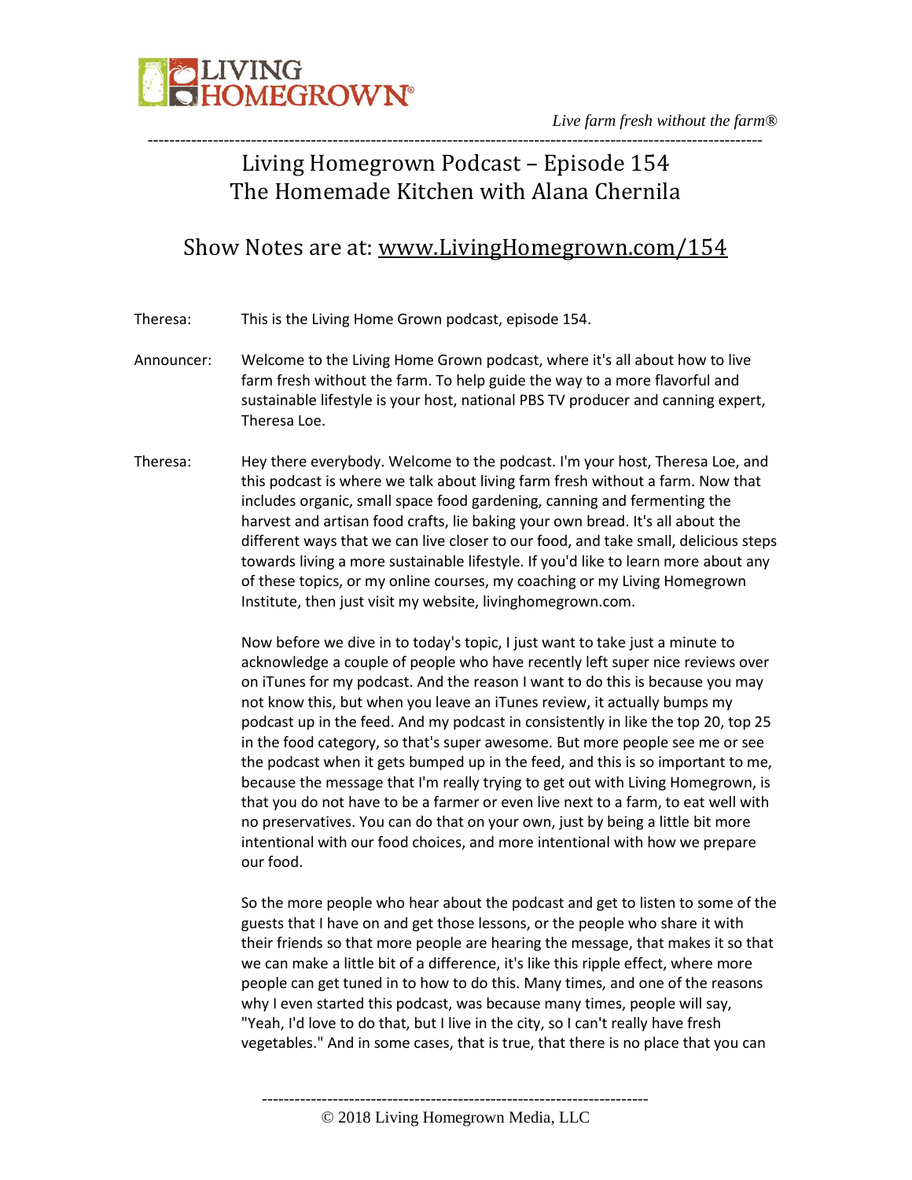# Living Homegrown Podcast – Episode 154
# The Homemade Kitchen with Alana Chernila

## Show Notes are at: www.LivingHomegrown.com/154

Theresa: This is the Living Home Grown podcast, episode 154.

Announcer: Welcome to the Living Home Grown podcast, where it's all about how to live farm fresh without the farm. To help guide the way to a more flavorful and sustainable lifestyle is your host, national PBS TV producer and canning expert, Theresa Loe.

Theresa: Hey there everybody. Welcome to the podcast. I'm your host, Theresa Loe, and this podcast is where we talk about living farm fresh without a farm. Now that includes organic, small space food gardening, canning and fermenting the harvest and artisan food crafts, lie baking your own bread. It's all about the different ways that we can live closer to our food, and take small, delicious steps towards living a more sustainable lifestyle. If you'd like to learn more about any of these topics, or my online courses, my coaching or my Living Homegrown Institute, then just visit my website, livinghomegrown.com.

Now before we dive in to today's topic, I just want to take just a minute to acknowledge a couple of people who have recently left super nice reviews over on iTunes for my podcast. And the reason I want to do this is because you may not know this, but when you leave an iTunes review, it actually bumps my podcast up in the feed. And my podcast in consistently in like the top 20, top 25 in the food category, so that's super awesome. But more people see me or see the podcast when it gets bumped up in the feed, and this is so important to me, because the message that I'm really trying to get out with Living Homegrown, is that you do not have to be a farmer or even live next to a farm, to eat well with no preservatives. You can do that on your own, just by being a little bit more intentional with our food choices, and more intentional with how we prepare our food.

So the more people who hear about the podcast and get to listen to some of the guests that I have on and get those lessons, or the people who share it with their friends so that more people are hearing the message, that makes it so that we can make a little bit of a difference, it's like this ripple effect, where more people can get tuned in to how to do this. Many times, and one of the reasons why I even started this podcast, was because many times, people will say, "Yeah, I'd love to do that, but I live in the city, so I can't really have fresh vegetables." And in some cases, that is true, that there is no place that you can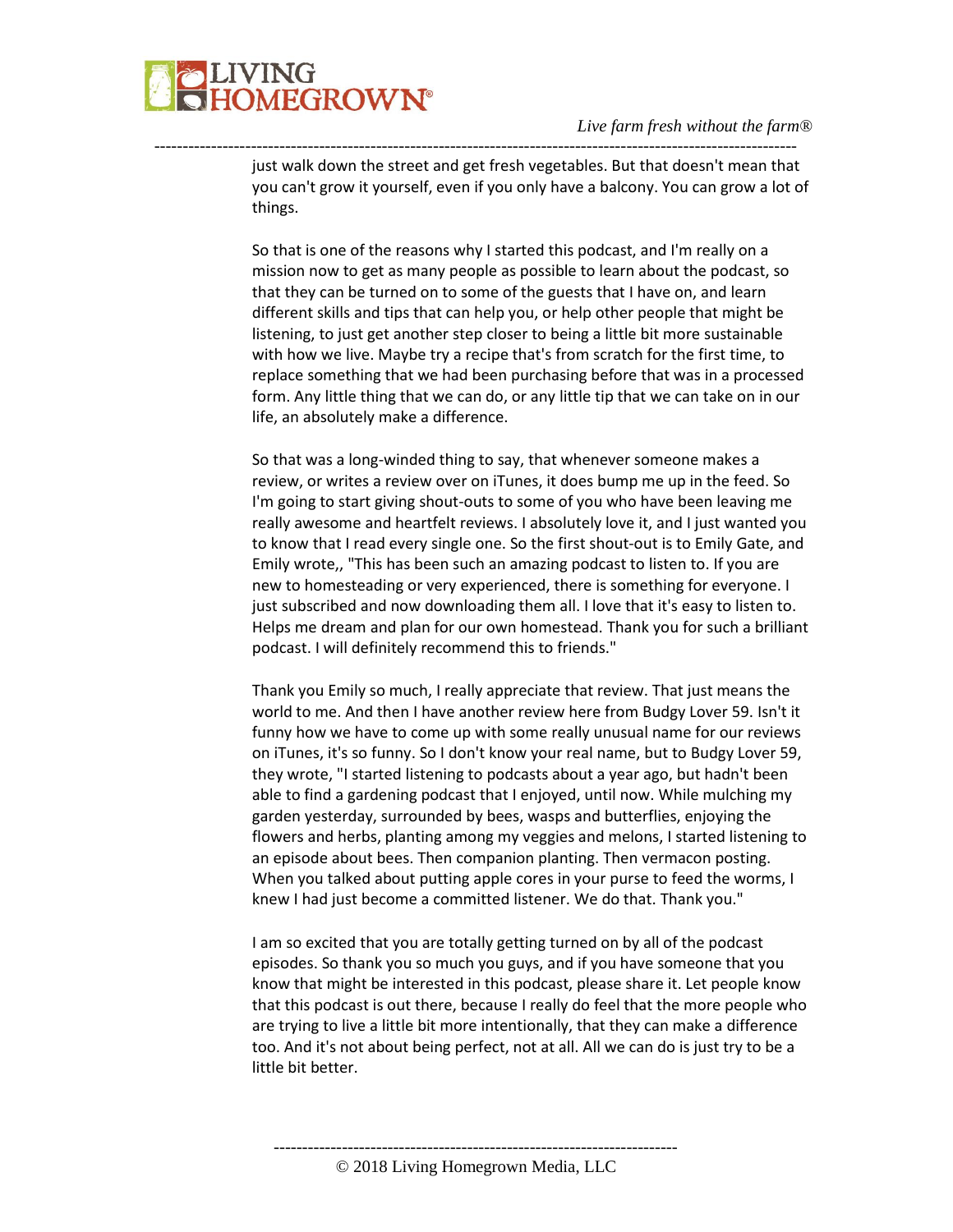just walk down the street and get fresh vegetables. But that doesn't mean that you can't grow it yourself, even if you only have a balcony. You can grow a lot of things.

So that is one of the reasons why I started this podcast, and I'm really on a mission now to get as many people as possible to learn about the podcast, so that they can be turned on to some of the guests that I have on, and learn different skills and tips that can help you, or help other people that might be listening, to just get another step closer to being a little bit more sustainable with how we live. Maybe try a recipe that's from scratch for the first time, to replace something that we had been purchasing before that was in a processed form. Any little thing that we can do, or any little tip that we can take on in our life, an absolutely make a difference.

So that was a long-winded thing to say, that whenever someone makes a review, or writes a review over on iTunes, it does bump me up in the feed. So I'm going to start giving shout-outs to some of you who have been leaving me really awesome and heartfelt reviews. I absolutely love it, and I just wanted you to know that I read every single one. So the first shout-out is to Emily Gate, and Emily wrote,, "This has been such an amazing podcast to listen to. If you are new to homesteading or very experienced, there is something for everyone. I just subscribed and now downloading them all. I love that it's easy to listen to. Helps me dream and plan for our own homestead. Thank you for such a brilliant podcast. I will definitely recommend this to friends."

Thank you Emily so much, I really appreciate that review. That just means the world to me. And then I have another review here from Budgy Lover 59. Isn't it funny how we have to come up with some really unusual name for our reviews on iTunes, it's so funny. So I don't know your real name, but to Budgy Lover 59, they wrote, "I started listening to podcasts about a year ago, but hadn't been able to find a gardening podcast that I enjoyed, until now. While mulching my garden yesterday, surrounded by bees, wasps and butterflies, enjoying the flowers and herbs, planting among my veggies and melons, I started listening to an episode about bees. Then companion planting. Then vermacon posting. When you talked about putting apple cores in your purse to feed the worms, I knew I had just become a committed listener. We do that. Thank you."

I am so excited that you are totally getting turned on by all of the podcast episodes. So thank you so much you guys, and if you have someone that you know that might be interested in this podcast, please share it. Let people know that this podcast is out there, because I really do feel that the more people who are trying to live a little bit more intentionally, that they can make a difference too. And it's not about being perfect, not at all. All we can do is just try to be a little bit better.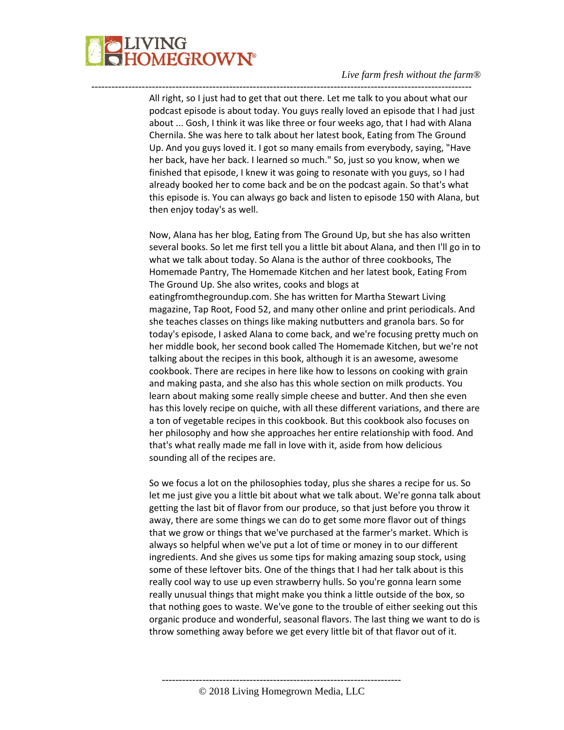All right, so I just had to get that out there. Let me talk to you about what our podcast episode is about today. You guys really loved an episode that I had just about ... Gosh, I think it was like three or four weeks ago, that I had with Alana Chernila. She was here to talk about her latest book, Eating from The Ground Up. And you guys loved it. I got so many emails from everybody, saying, "Have her back, have her back. I learned so much." So, just so you know, when we finished that episode, I knew it was going to resonate with you guys, so I had already booked her to come back and be on the podcast again. So that's what this episode is. You can always go back and listen to episode 150 with Alana, but then enjoy today's as well.

Now, Alana has her blog, Eating from The Ground Up, but she has also written several books. So let me first tell you a little bit about Alana, and then I'll go in to what we talk about today. So Alana is the author of three cookbooks, The Homemade Pantry, The Homemade Kitchen and her latest book, Eating From The Ground Up. She also writes, cooks and blogs at eatingfromthegroundup.com. She has written for Martha Stewart Living magazine, Tap Root, Food 52, and many other online and print periodicals. And she teaches classes on things like making nutbutters and granola bars. So for today's episode, I asked Alana to come back, and we're focusing pretty much on her middle book, her second book called The Homemade Kitchen, but we're not talking about the recipes in this book, although it is an awesome, awesome cookbook. There are recipes in here like how to lessons on cooking with grain and making pasta, and she also has this whole section on milk products. You learn about making some really simple cheese and butter. And then she even has this lovely recipe on quiche, with all these different variations, and there are a ton of vegetable recipes in this cookbook. But this cookbook also focuses on her philosophy and how she approaches her entire relationship with food. And that's what really made me fall in love with it, aside from how delicious sounding all of the recipes are.

So we focus a lot on the philosophies today, plus she shares a recipe for us. So let me just give you a little bit about what we talk about. We're gonna talk about getting the last bit of flavor from our produce, so that just before you throw it away, there are some things we can do to get some more flavor out of things that we grow or things that we've purchased at the farmer's market. Which is always so helpful when we've put a lot of time or money in to our different ingredients. And she gives us some tips for making amazing soup stock, using some of these leftover bits. One of the things that I had her talk about is this really cool way to use up even strawberry hulls. So you're gonna learn some really unusual things that might make you think a little outside of the box, so that nothing goes to waste. We've gone to the trouble of either seeking out this organic produce and wonderful, seasonal flavors. The last thing we want to do is throw something away before we get every little bit of that flavor out of it.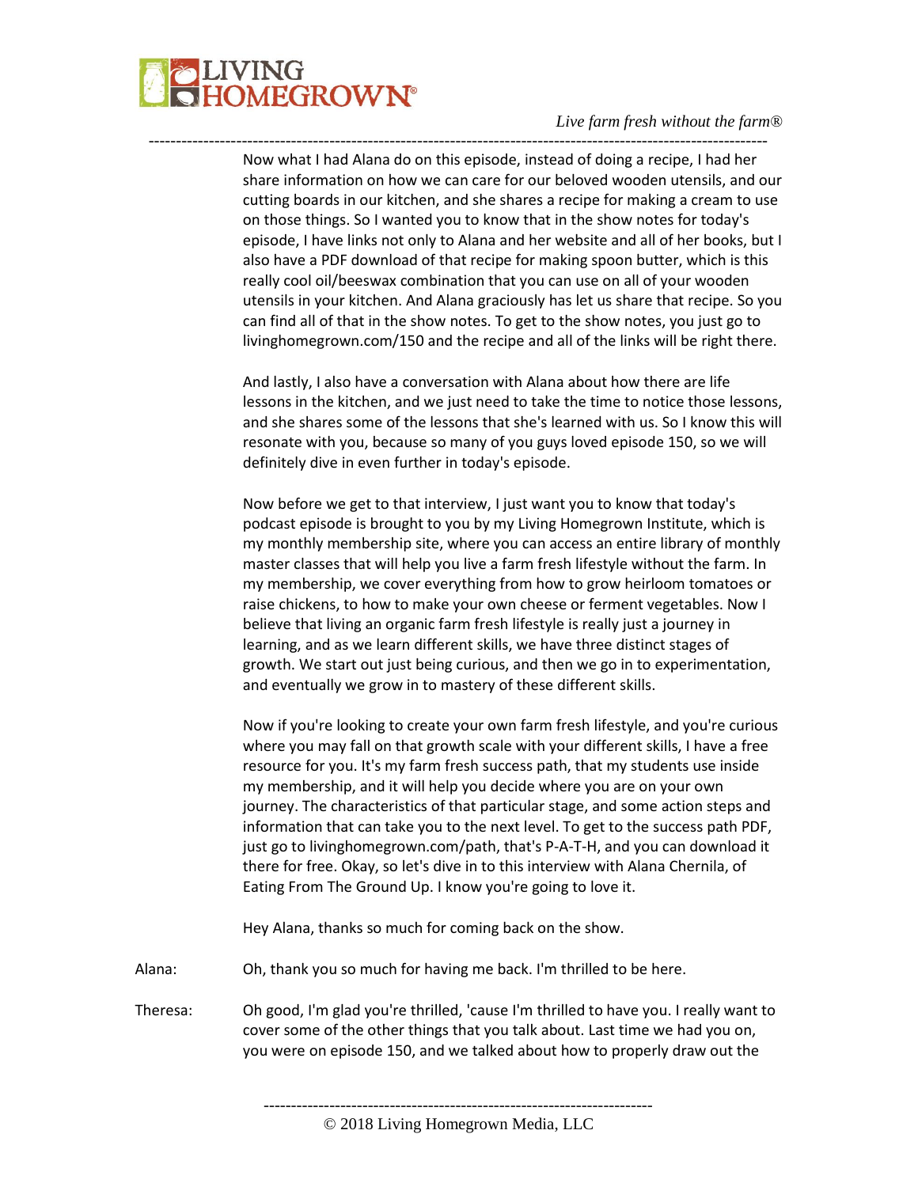Now what I had Alana do on this episode, instead of doing a recipe, I had her share information on how we can care for our beloved wooden utensils, and our cutting boards in our kitchen, and she shares a recipe for making a cream to use on those things. So I wanted you to know that in the show notes for today's episode, I have links not only to Alana and her website and all of her books, but I also have a PDF download of that recipe for making spoon butter, which is this really cool oil/beeswax combination that you can use on all of your wooden utensils in your kitchen. And Alana graciously has let us share that recipe. So you can find all of that in the show notes. To get to the show notes, you just go to livinghomegrown.com/150 and the recipe and all of the links will be right there.

And lastly, I also have a conversation with Alana about how there are life lessons in the kitchen, and we just need to take the time to notice those lessons, and she shares some of the lessons that she's learned with us. So I know this will resonate with you, because so many of you guys loved episode 150, so we will definitely dive in even further in today's episode.

Now before we get to that interview, I just want you to know that today's podcast episode is brought to you by my Living Homegrown Institute, which is my monthly membership site, where you can access an entire library of monthly master classes that will help you live a farm fresh lifestyle without the farm. In my membership, we cover everything from how to grow heirloom tomatoes or raise chickens, to how to make your own cheese or ferment vegetables. Now I believe that living an organic farm fresh lifestyle is really just a journey in learning, and as we learn different skills, we have three distinct stages of growth. We start out just being curious, and then we go in to experimentation, and eventually we grow in to mastery of these different skills.

Now if you're looking to create your own farm fresh lifestyle, and you're curious where you may fall on that growth scale with your different skills, I have a free resource for you. It's my farm fresh success path, that my students use inside my membership, and it will help you decide where you are on your own journey. The characteristics of that particular stage, and some action steps and information that can take you to the next level. To get to the success path PDF, just go to livinghomegrown.com/path, that's P-A-T-H, and you can download it there for free. Okay, so let's dive in to this interview with Alana Chernila, of Eating From The Ground Up. I know you're going to love it.

Hey Alana, thanks so much for coming back on the show.

Alana: Oh, thank you so much for having me back. I'm thrilled to be here.

Theresa: Oh good, I'm glad you're thrilled, 'cause I'm thrilled to have you. I really want to cover some of the other things that you talk about. Last time we had you on, you were on episode 150, and we talked about how to properly draw out the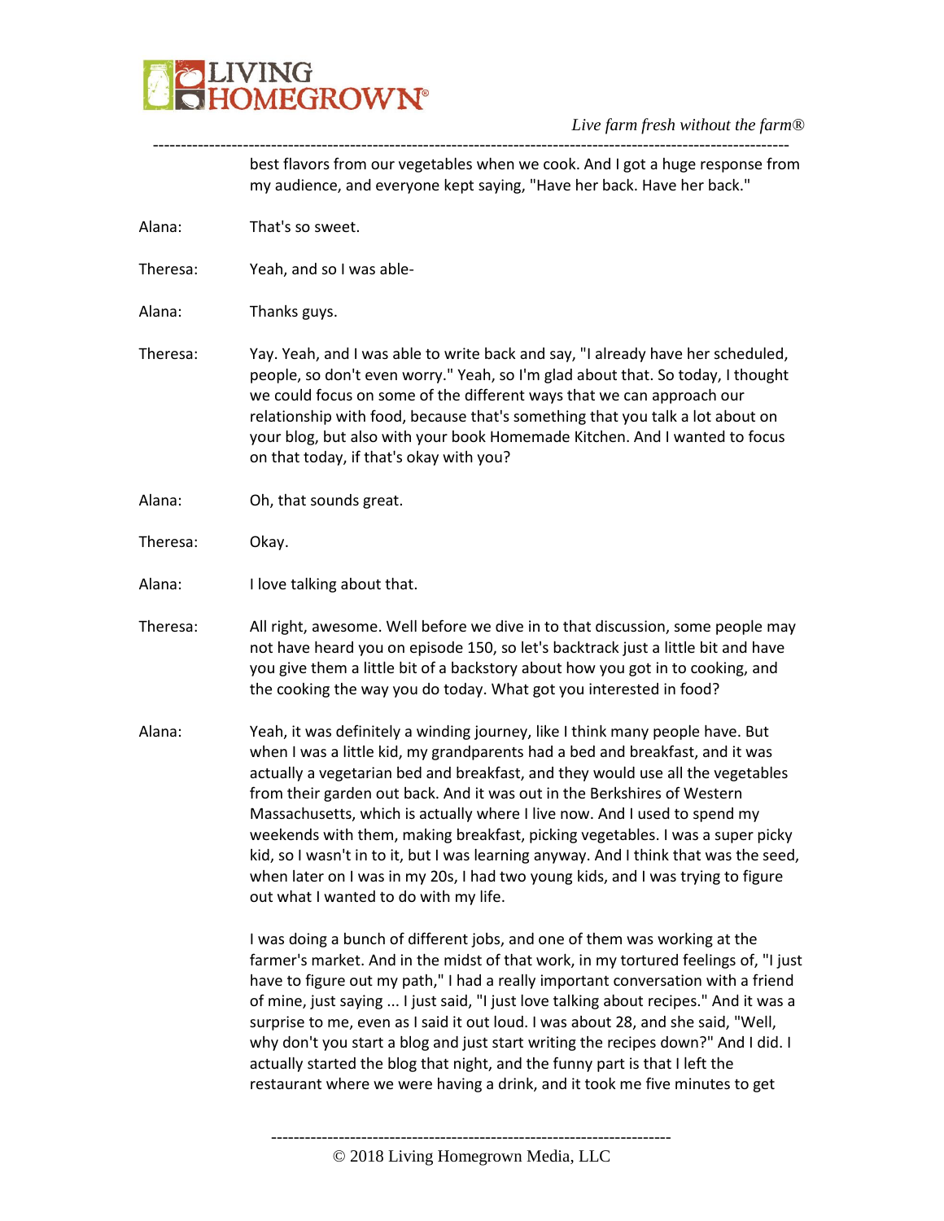best flavors from our vegetables when we cook. And I got a huge response from my audience, and everyone kept saying, "Have her back. Have her back."

Alana: That's so sweet.

Theresa: Yeah, and so I was able-

Alana: Thanks guys.

Theresa: Yay. Yeah, and I was able to write back and say, "I already have her scheduled, people, so don't even worry." Yeah, so I'm glad about that. So today, I thought we could focus on some of the different ways that we can approach our relationship with food, because that's something that you talk a lot about on your blog, but also with your book Homemade Kitchen. And I wanted to focus on that today, if that's okay with you?

Alana: Oh, that sounds great.

Theresa: Okay.

Alana: I love talking about that.

Theresa: All right, awesome. Well before we dive in to that discussion, some people may not have heard you on episode 150, so let's backtrack just a little bit and have you give them a little bit of a backstory about how you got in to cooking, and the cooking the way you do today. What got you interested in food?

Alana: Yeah, it was definitely a winding journey, like I think many people have. But when I was a little kid, my grandparents had a bed and breakfast, and it was actually a vegetarian bed and breakfast, and they would use all the vegetables from their garden out back. And it was out in the Berkshires of Western Massachusetts, which is actually where I live now. And I used to spend my weekends with them, making breakfast, picking vegetables. I was a super picky kid, so I wasn't in to it, but I was learning anyway. And I think that was the seed, when later on I was in my 20s, I had two young kids, and I was trying to figure out what I wanted to do with my life.

I was doing a bunch of different jobs, and one of them was working at the farmer's market. And in the midst of that work, in my tortured feelings of, "I just have to figure out my path," I had a really important conversation with a friend of mine, just saying ... I just said, "I just love talking about recipes." And it was a surprise to me, even as I said it out loud. I was about 28, and she said, "Well, why don't you start a blog and just start writing the recipes down?" And I did. I actually started the blog that night, and the funny part is that I left the restaurant where we were having a drink, and it took me five minutes to get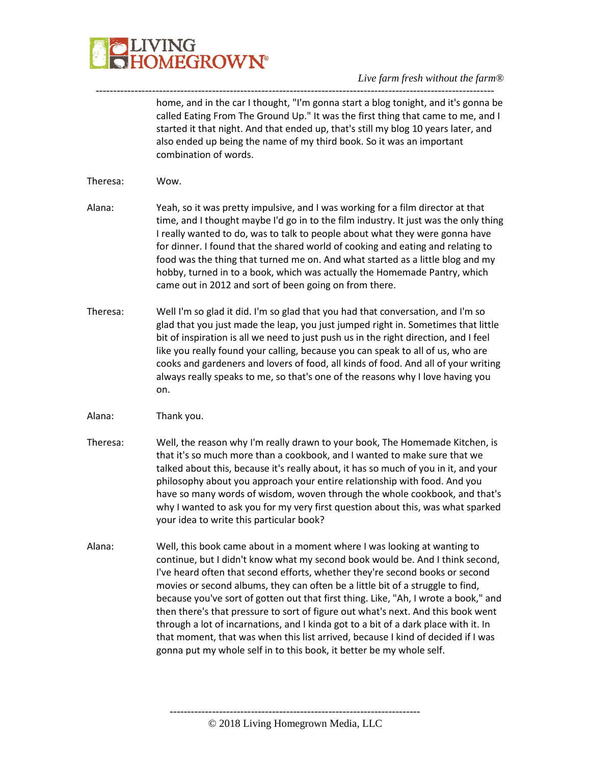home, and in the car I thought, "I'm gonna start a blog tonight, and it's gonna be called Eating From The Ground Up." It was the first thing that came to me, and I started it that night. And that ended up, that's still my blog 10 years later, and also ended up being the name of my third book. So it was an important combination of words.

Theresa: Wow.

Alana: Yeah, so it was pretty impulsive, and I was working for a film director at that time, and I thought maybe I'd go in to the film industry. It just was the only thing I really wanted to do, was to talk to people about what they were gonna have for dinner. I found that the shared world of cooking and eating and relating to food was the thing that turned me on. And what started as a little blog and my hobby, turned in to a book, which was actually the Homemade Pantry, which came out in 2012 and sort of been going on from there.

Theresa: Well I'm so glad it did. I'm so glad that you had that conversation, and I'm so glad that you just made the leap, you just jumped right in. Sometimes that little bit of inspiration is all we need to just push us in the right direction, and I feel like you really found your calling, because you can speak to all of us, who are cooks and gardeners and lovers of food, all kinds of food. And all of your writing always really speaks to me, so that's one of the reasons why I love having you on.

Alana: Thank you.

Theresa: Well, the reason why I'm really drawn to your book, The Homemade Kitchen, is that it's so much more than a cookbook, and I wanted to make sure that we talked about this, because it's really about, it has so much of you in it, and your philosophy about you approach your entire relationship with food. And you have so many words of wisdom, woven through the whole cookbook, and that's why I wanted to ask you for my very first question about this, was what sparked your idea to write this particular book?

Alana: Well, this book came about in a moment where I was looking at wanting to continue, but I didn't know what my second book would be. And I think second, I've heard often that second efforts, whether they're second books or second movies or second albums, they can often be a little bit of a struggle to find, because you've sort of gotten out that first thing. Like, "Ah, I wrote a book," and then there's that pressure to sort of figure out what's next. And this book went through a lot of incarnations, and I kinda got to a bit of a dark place with it. In that moment, that was when this list arrived, because I kind of decided if I was gonna put my whole self in to this book, it better be my whole self.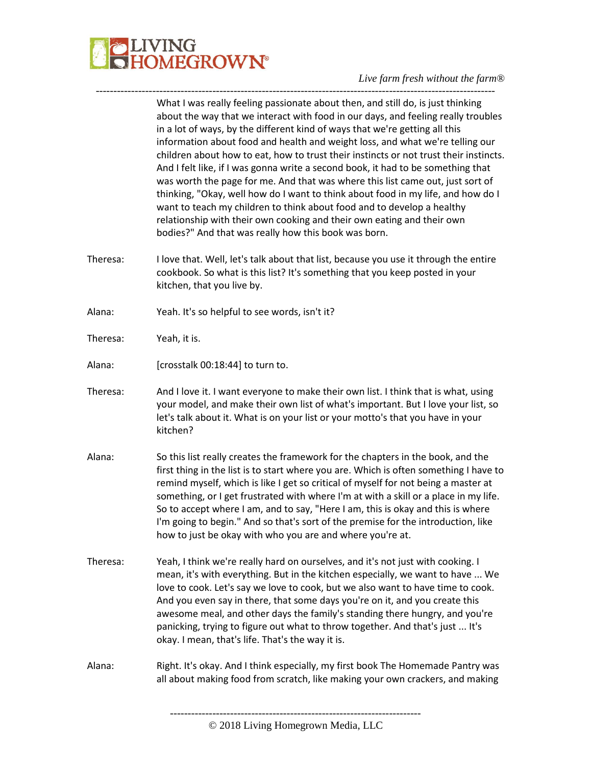What I was really feeling passionate about then, and still do, is just thinking about the way that we interact with food in our days, and feeling really troubles in a lot of ways, by the different kind of ways that we're getting all this information about food and health and weight loss, and what we're telling our children about how to eat, how to trust their instincts or not trust their instincts. And I felt like, if I was gonna write a second book, it had to be something that was worth the page for me. And that was where this list came out, just sort of thinking, "Okay, well how do I want to think about food in my life, and how do I want to teach my children to think about food and to develop a healthy relationship with their own cooking and their own eating and their own bodies?" And that was really how this book was born.

Theresa: I love that. Well, let's talk about that list, because you use it through the entire cookbook. So what is this list? It's something that you keep posted in your kitchen, that you live by.

Alana: Yeah. It's so helpful to see words, isn't it?

Theresa: Yeah, it is.

Alana: [crosstalk 00:18:44] to turn to.

Theresa: And I love it. I want everyone to make their own list. I think that is what, using your model, and make their own list of what's important. But I love your list, so let's talk about it. What is on your list or your motto's that you have in your kitchen?

Alana: So this list really creates the framework for the chapters in the book, and the first thing in the list is to start where you are. Which is often something I have to remind myself, which is like I get so critical of myself for not being a master at something, or I get frustrated with where I'm at with a skill or a place in my life. So to accept where I am, and to say, "Here I am, this is okay and this is where I'm going to begin." And so that's sort of the premise for the introduction, like how to just be okay with who you are and where you're at.

Theresa: Yeah, I think we're really hard on ourselves, and it's not just with cooking. I mean, it's with everything. But in the kitchen especially, we want to have ... We love to cook. Let's say we love to cook, but we also want to have time to cook. And you even say in there, that some days you're on it, and you create this awesome meal, and other days the family's standing there hungry, and you're panicking, trying to figure out what to throw together. And that's just ... It's okay. I mean, that's life. That's the way it is.

Alana: Right. It's okay. And I think especially, my first book The Homemade Pantry was all about making food from scratch, like making your own crackers, and making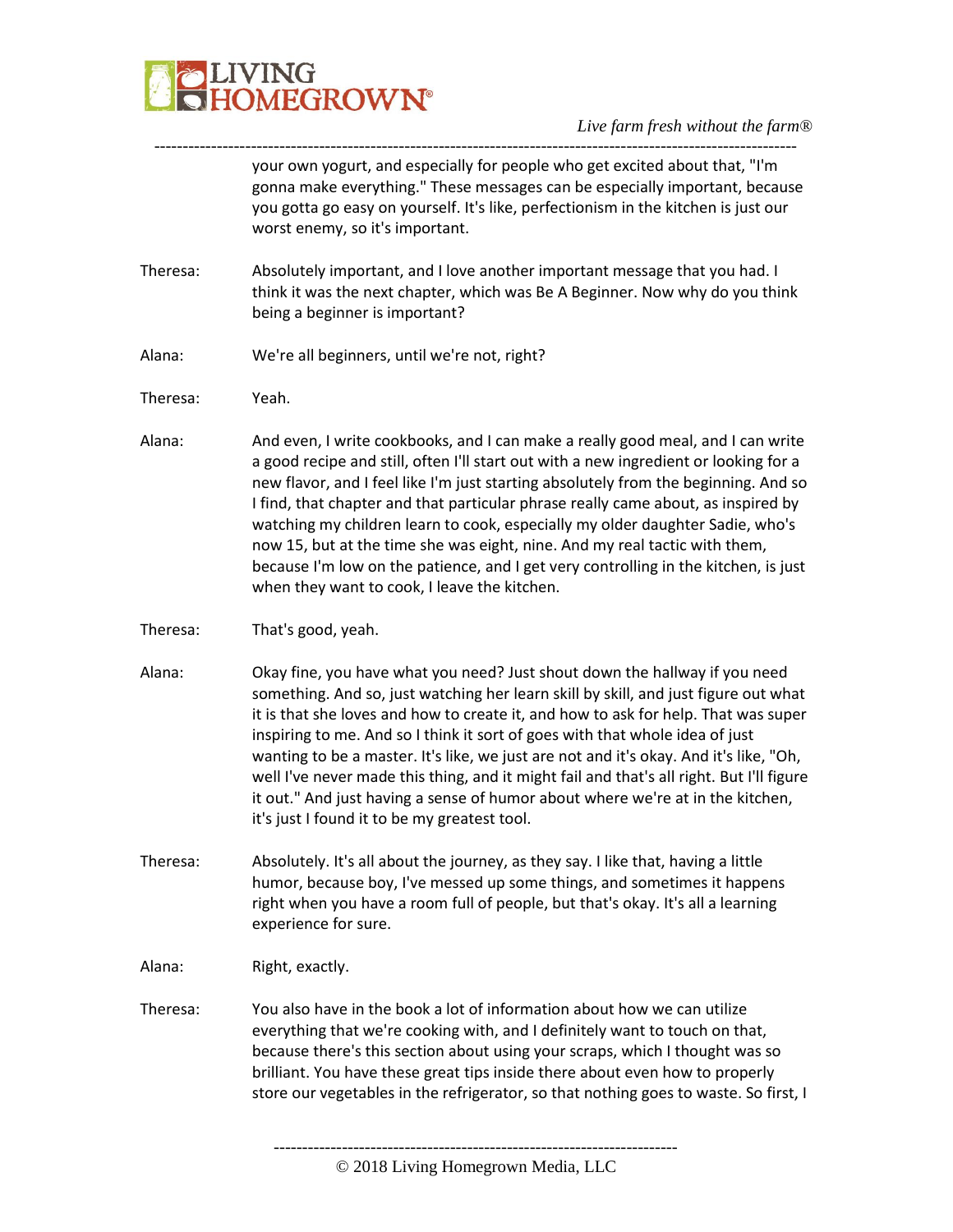your own yogurt, and especially for people who get excited about that, "I'm gonna make everything." These messages can be especially important, because you gotta go easy on yourself. It's like, perfectionism in the kitchen is just our worst enemy, so it's important.

Theresa: Absolutely important, and I love another important message that you had. I think it was the next chapter, which was Be A Beginner. Now why do you think being a beginner is important?

Alana: We're all beginners, until we're not, right?

Theresa: Yeah.

Alana: And even, I write cookbooks, and I can make a really good meal, and I can write a good recipe and still, often I'll start out with a new ingredient or looking for a new flavor, and I feel like I'm just starting absolutely from the beginning. And so I find, that chapter and that particular phrase really came about, as inspired by watching my children learn to cook, especially my older daughter Sadie, who's now 15, but at the time she was eight, nine. And my real tactic with them, because I'm low on the patience, and I get very controlling in the kitchen, is just when they want to cook, I leave the kitchen.

Theresa: That's good, yeah.

Alana: Okay fine, you have what you need? Just shout down the hallway if you need something. And so, just watching her learn skill by skill, and just figure out what it is that she loves and how to create it, and how to ask for help. That was super inspiring to me. And so I think it sort of goes with that whole idea of just wanting to be a master. It's like, we just are not and it's okay. And it's like, "Oh, well I've never made this thing, and it might fail and that's all right. But I'll figure it out." And just having a sense of humor about where we're at in the kitchen, it's just I found it to be my greatest tool.

Theresa: Absolutely. It's all about the journey, as they say. I like that, having a little humor, because boy, I've messed up some things, and sometimes it happens right when you have a room full of people, but that's okay. It's all a learning experience for sure.

Alana: Right, exactly.

Theresa: You also have in the book a lot of information about how we can utilize everything that we're cooking with, and I definitely want to touch on that, because there's this section about using your scraps, which I thought was so brilliant. You have these great tips inside there about even how to properly store our vegetables in the refrigerator, so that nothing goes to waste. So first, I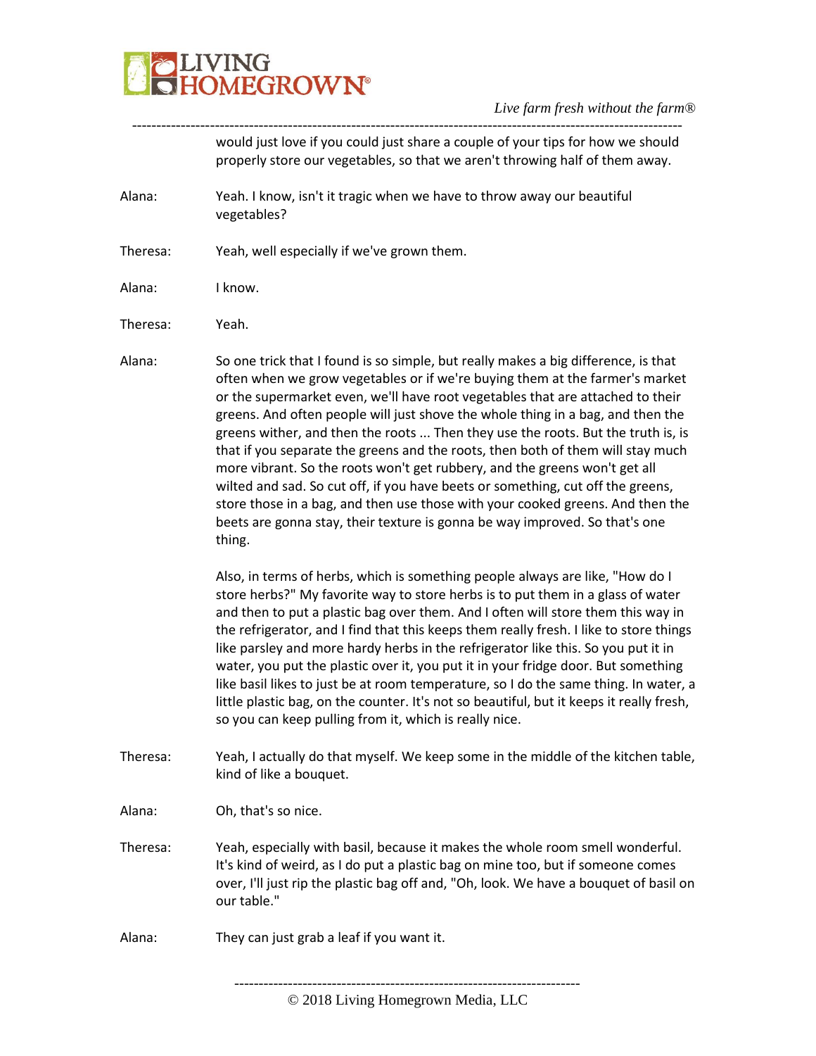would just love if you could just share a couple of your tips for how we should properly store our vegetables, so that we aren't throwing half of them away.

Alana: Yeah. I know, isn't it tragic when we have to throw away our beautiful vegetables?

Theresa: Yeah, well especially if we've grown them.

Alana: I know.

Theresa: Yeah.

Alana: So one trick that I found is so simple, but really makes a big difference, is that often when we grow vegetables or if we're buying them at the farmer's market or the supermarket even, we'll have root vegetables that are attached to their greens. And often people will just shove the whole thing in a bag, and then the greens wither, and then the roots ... Then they use the roots. But the truth is, is that if you separate the greens and the roots, then both of them will stay much more vibrant. So the roots won't get rubbery, and the greens won't get all wilted and sad. So cut off, if you have beets or something, cut off the greens, store those in a bag, and then use those with your cooked greens. And then the beets are gonna stay, their texture is gonna be way improved. So that's one thing.

Also, in terms of herbs, which is something people always are like, "How do I store herbs?" My favorite way to store herbs is to put them in a glass of water and then to put a plastic bag over them. And I often will store them this way in the refrigerator, and I find that this keeps them really fresh. I like to store things like parsley and more hardy herbs in the refrigerator like this. So you put it in water, you put the plastic over it, you put it in your fridge door. But something like basil likes to just be at room temperature, so I do the same thing. In water, a little plastic bag, on the counter. It's not so beautiful, but it keeps it really fresh, so you can keep pulling from it, which is really nice.

Theresa: Yeah, I actually do that myself. We keep some in the middle of the kitchen table, kind of like a bouquet.

Alana: Oh, that's so nice.

Theresa: Yeah, especially with basil, because it makes the whole room smell wonderful. It's kind of weird, as I do put a plastic bag on mine too, but if someone comes over, I'll just rip the plastic bag off and, "Oh, look. We have a bouquet of basil on our table."

Alana: They can just grab a leaf if you want it.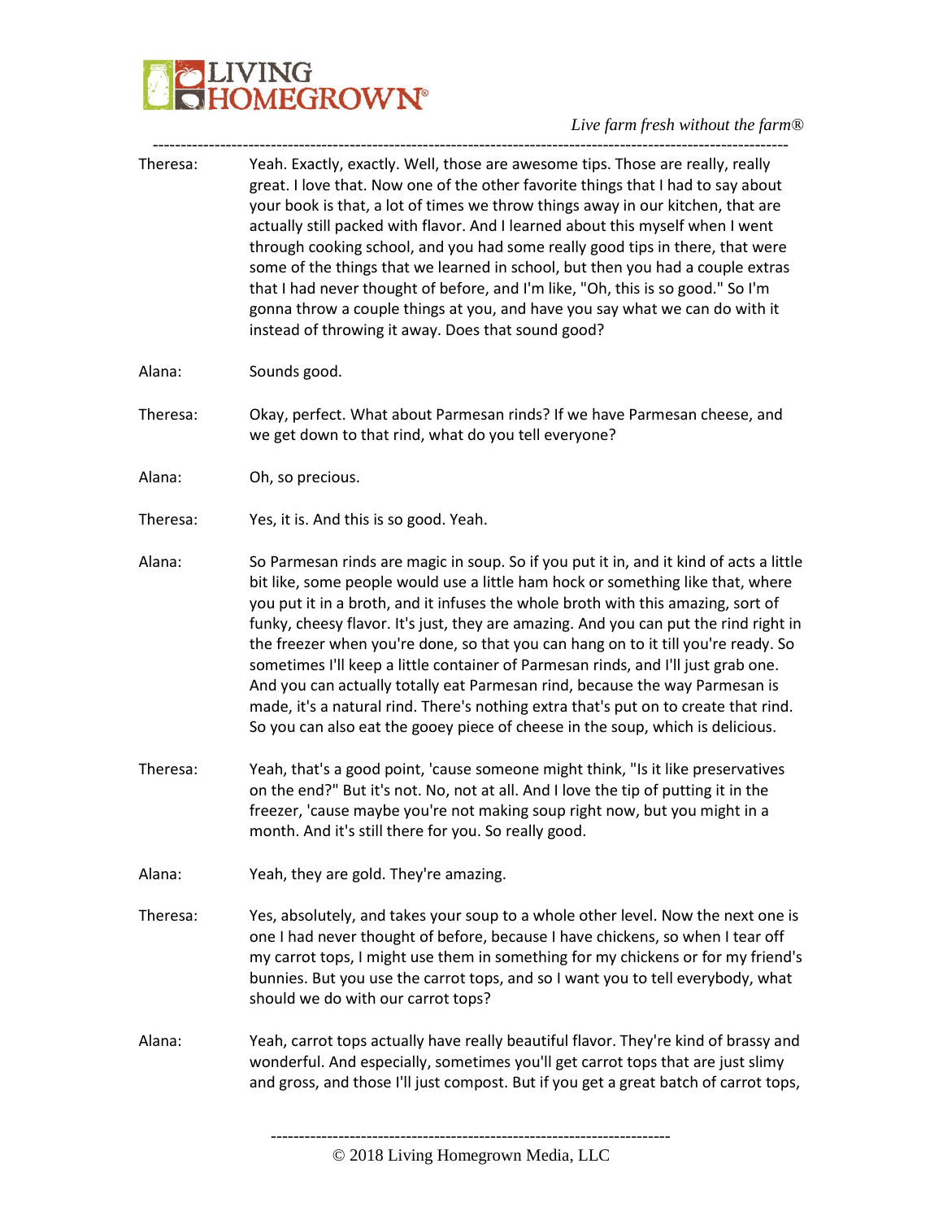Theresa: Yeah. Exactly, exactly. Well, those are awesome tips. Those are really, really great. I love that. Now one of the other favorite things that I had to say about your book is that, a lot of times we throw things away in our kitchen, that are actually still packed with flavor. And I learned about this myself when I went through cooking school, and you had some really good tips in there, that were some of the things that we learned in school, but then you had a couple extras that I had never thought of before, and I'm like, "Oh, this is so good." So I'm gonna throw a couple things at you, and have you say what we can do with it instead of throwing it away. Does that sound good?

Alana: Sounds good.

Theresa: Okay, perfect. What about Parmesan rinds? If we have Parmesan cheese, and we get down to that rind, what do you tell everyone?

Alana: Oh, so precious.

Theresa: Yes, it is. And this is so good. Yeah.

Alana: So Parmesan rinds are magic in soup. So if you put it in, and it kind of acts a little bit like, some people would use a little ham hock or something like that, where you put it in a broth, and it infuses the whole broth with this amazing, sort of funky, cheesy flavor. It's just, they are amazing. And you can put the rind right in the freezer when you're done, so that you can hang on to it till you're ready. So sometimes I'll keep a little container of Parmesan rinds, and I'll just grab one. And you can actually totally eat Parmesan rind, because the way Parmesan is made, it's a natural rind. There's nothing extra that's put on to create that rind. So you can also eat the gooey piece of cheese in the soup, which is delicious.

Theresa: Yeah, that's a good point, 'cause someone might think, "Is it like preservatives on the end?" But it's not. No, not at all. And I love the tip of putting it in the freezer, 'cause maybe you're not making soup right now, but you might in a month. And it's still there for you. So really good.

Alana: Yeah, they are gold. They're amazing.

Theresa: Yes, absolutely, and takes your soup to a whole other level. Now the next one is one I had never thought of before, because I have chickens, so when I tear off my carrot tops, I might use them in something for my chickens or for my friend's bunnies. But you use the carrot tops, and so I want you to tell everybody, what should we do with our carrot tops?

Alana: Yeah, carrot tops actually have really beautiful flavor. They're kind of brassy and wonderful. And especially, sometimes you'll get carrot tops that are just slimy and gross, and those I'll just compost. But if you get a great batch of carrot tops,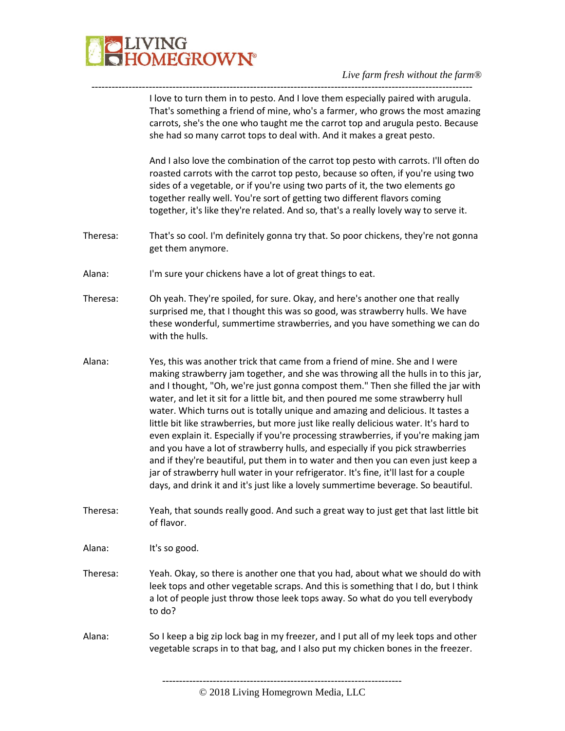I love to turn them in to pesto. And I love them especially paired with arugula. That's something a friend of mine, who's a farmer, who grows the most amazing carrots, she's the one who taught me the carrot top and arugula pesto. Because she had so many carrot tops to deal with. And it makes a great pesto.

And I also love the combination of the carrot top pesto with carrots. I'll often do roasted carrots with the carrot top pesto, because so often, if you're using two sides of a vegetable, or if you're using two parts of it, the two elements go together really well. You're sort of getting two different flavors coming together, it's like they're related. And so, that's a really lovely way to serve it.

Theresa: That's so cool. I'm definitely gonna try that. So poor chickens, they're not gonna get them anymore.

Alana: I'm sure your chickens have a lot of great things to eat.

Theresa: Oh yeah. They're spoiled, for sure. Okay, and here's another one that really surprised me, that I thought this was so good, was strawberry hulls. We have these wonderful, summertime strawberries, and you have something we can do with the hulls.

Alana: Yes, this was another trick that came from a friend of mine. She and I were making strawberry jam together, and she was throwing all the hulls in to this jar, and I thought, "Oh, we're just gonna compost them." Then she filled the jar with water, and let it sit for a little bit, and then poured me some strawberry hull water. Which turns out is totally unique and amazing and delicious. It tastes a little bit like strawberries, but more just like really delicious water. It's hard to even explain it. Especially if you're processing strawberries, if you're making jam and you have a lot of strawberry hulls, and especially if you pick strawberries and if they're beautiful, put them in to water and then you can even just keep a jar of strawberry hull water in your refrigerator. It's fine, it'll last for a couple days, and drink it and it's just like a lovely summertime beverage. So beautiful.

Theresa: Yeah, that sounds really good. And such a great way to just get that last little bit of flavor.

Alana: It's so good.

Theresa: Yeah. Okay, so there is another one that you had, about what we should do with leek tops and other vegetable scraps. And this is something that I do, but I think a lot of people just throw those leek tops away. So what do you tell everybody to do?

Alana: So I keep a big zip lock bag in my freezer, and I put all of my leek tops and other vegetable scraps in to that bag, and I also put my chicken bones in the freezer.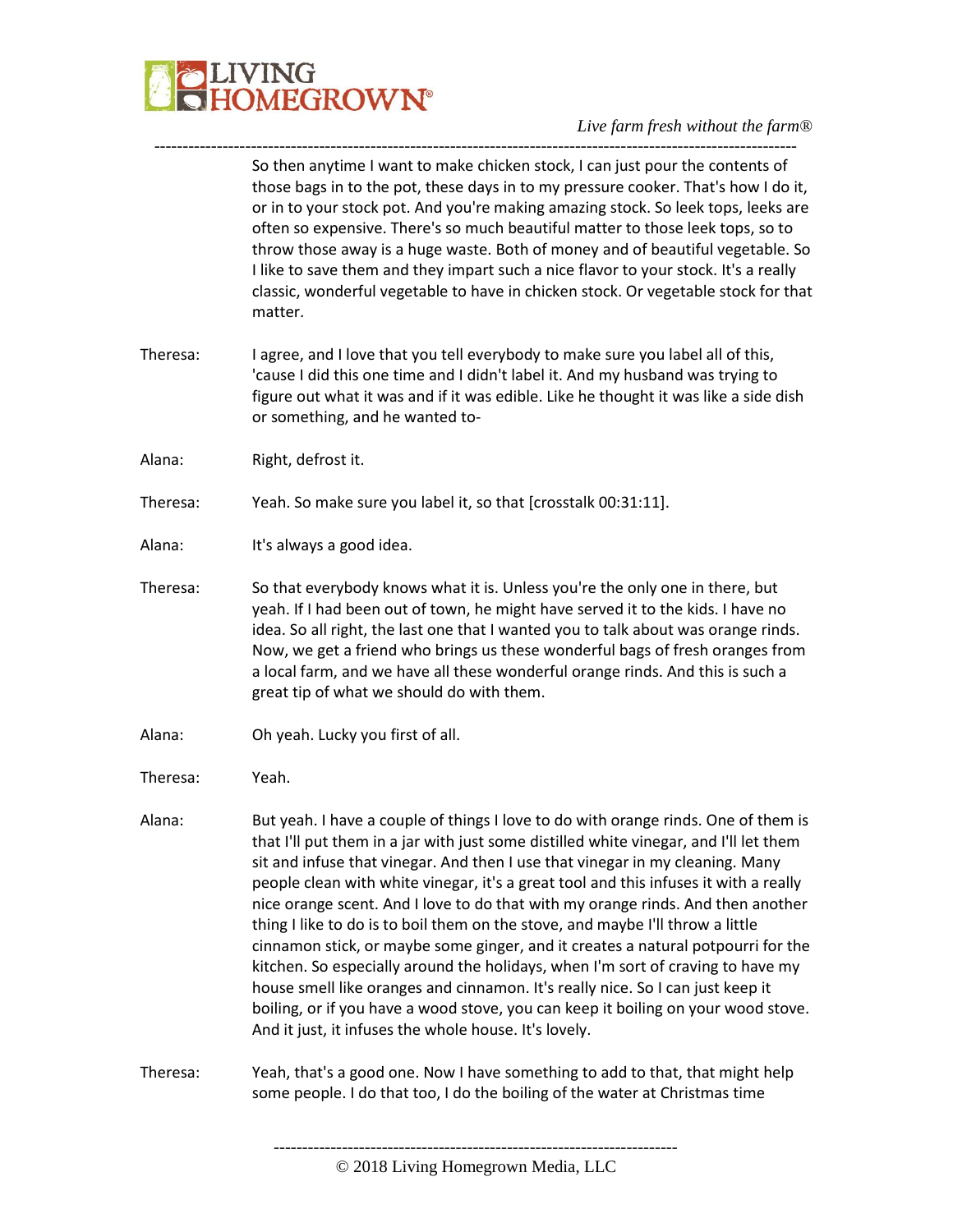So then anytime I want to make chicken stock, I can just pour the contents of those bags in to the pot, these days in to my pressure cooker. That's how I do it, or in to your stock pot. And you're making amazing stock. So leek tops, leeks are often so expensive. There's so much beautiful matter to those leek tops, so to throw those away is a huge waste. Both of money and of beautiful vegetable. So I like to save them and they impart such a nice flavor to your stock. It's a really classic, wonderful vegetable to have in chicken stock. Or vegetable stock for that matter.

Theresa: I agree, and I love that you tell everybody to make sure you label all of this, 'cause I did this one time and I didn't label it. And my husband was trying to figure out what it was and if it was edible. Like he thought it was like a side dish or something, and he wanted to-

Alana: Right, defrost it.

Theresa: Yeah. So make sure you label it, so that [crosstalk 00:31:11].

Alana: It's always a good idea.

Theresa: So that everybody knows what it is. Unless you're the only one in there, but yeah. If I had been out of town, he might have served it to the kids. I have no idea. So all right, the last one that I wanted you to talk about was orange rinds. Now, we get a friend who brings us these wonderful bags of fresh oranges from a local farm, and we have all these wonderful orange rinds. And this is such a great tip of what we should do with them.

Alana: Oh yeah. Lucky you first of all.

Theresa: Yeah.

Alana: But yeah. I have a couple of things I love to do with orange rinds. One of them is that I'll put them in a jar with just some distilled white vinegar, and I'll let them sit and infuse that vinegar. And then I use that vinegar in my cleaning. Many people clean with white vinegar, it's a great tool and this infuses it with a really nice orange scent. And I love to do that with my orange rinds. And then another thing I like to do is to boil them on the stove, and maybe I'll throw a little cinnamon stick, or maybe some ginger, and it creates a natural potpourri for the kitchen. So especially around the holidays, when I'm sort of craving to have my house smell like oranges and cinnamon. It's really nice. So I can just keep it boiling, or if you have a wood stove, you can keep it boiling on your wood stove. And it just, it infuses the whole house. It's lovely.

Theresa: Yeah, that's a good one. Now I have something to add to that, that might help some people. I do that too, I do the boiling of the water at Christmas time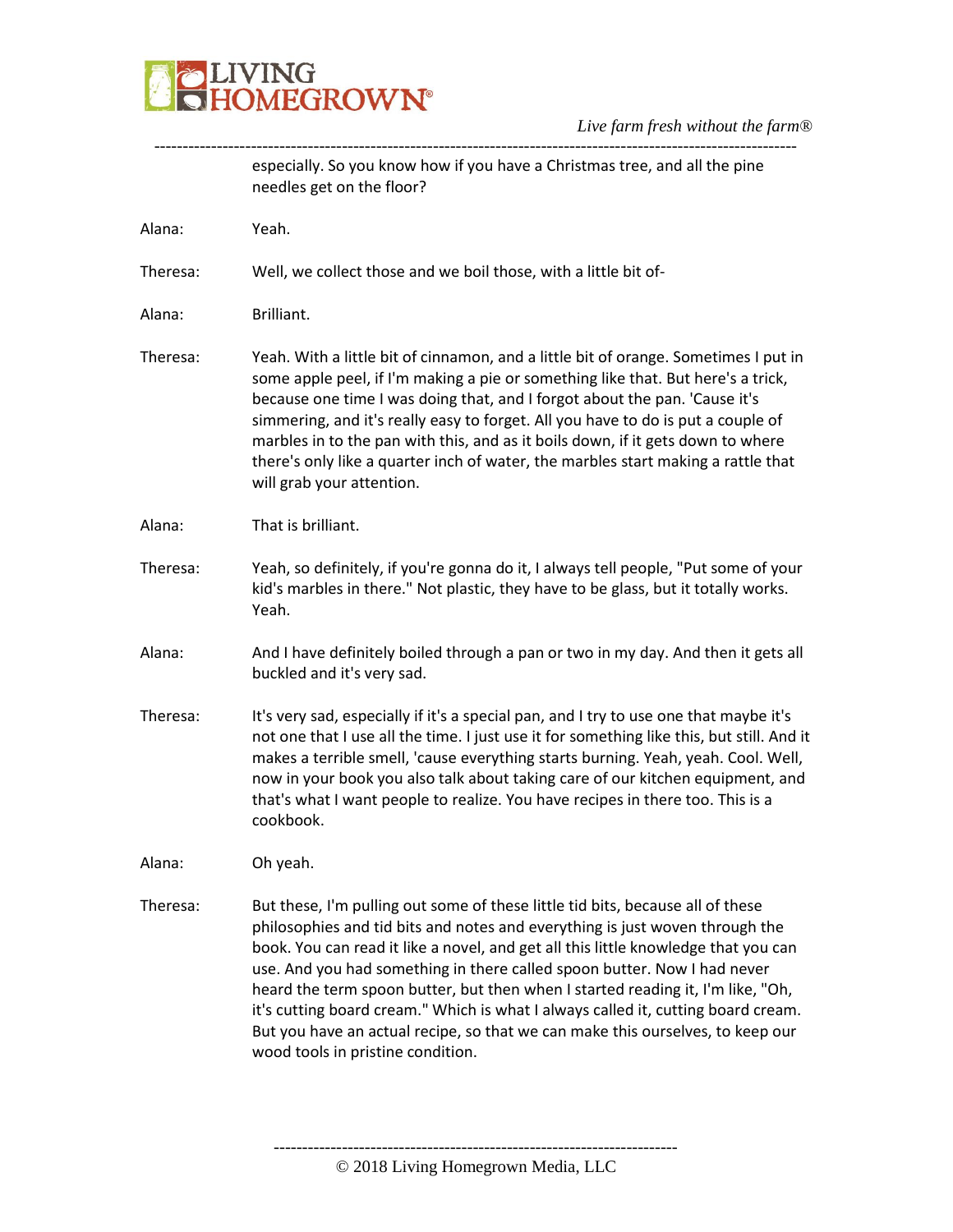especially. So you know how if you have a Christmas tree, and all the pine needles get on the floor?

Alana: Yeah.

Theresa: Well, we collect those and we boil those, with a little bit of-

Alana: Brilliant.

Theresa: Yeah. With a little bit of cinnamon, and a little bit of orange. Sometimes I put in some apple peel, if I'm making a pie or something like that. But here's a trick, because one time I was doing that, and I forgot about the pan. 'Cause it's simmering, and it's really easy to forget. All you have to do is put a couple of marbles in to the pan with this, and as it boils down, if it gets down to where there's only like a quarter inch of water, the marbles start making a rattle that will grab your attention.

Alana: That is brilliant.

Theresa: Yeah, so definitely, if you're gonna do it, I always tell people, "Put some of your kid's marbles in there." Not plastic, they have to be glass, but it totally works. Yeah.

Alana: And I have definitely boiled through a pan or two in my day. And then it gets all buckled and it's very sad.

Theresa: It's very sad, especially if it's a special pan, and I try to use one that maybe it's not one that I use all the time. I just use it for something like this, but still. And it makes a terrible smell, 'cause everything starts burning. Yeah, yeah. Cool. Well, now in your book you also talk about taking care of our kitchen equipment, and that's what I want people to realize. You have recipes in there too. This is a cookbook.

Alana: Oh yeah.

Theresa: But these, I'm pulling out some of these little tid bits, because all of these philosophies and tid bits and notes and everything is just woven through the book. You can read it like a novel, and get all this little knowledge that you can use. And you had something in there called spoon butter. Now I had never heard the term spoon butter, but then when I started reading it, I'm like, "Oh, it's cutting board cream." Which is what I always called it, cutting board cream. But you have an actual recipe, so that we can make this ourselves, to keep our wood tools in pristine condition.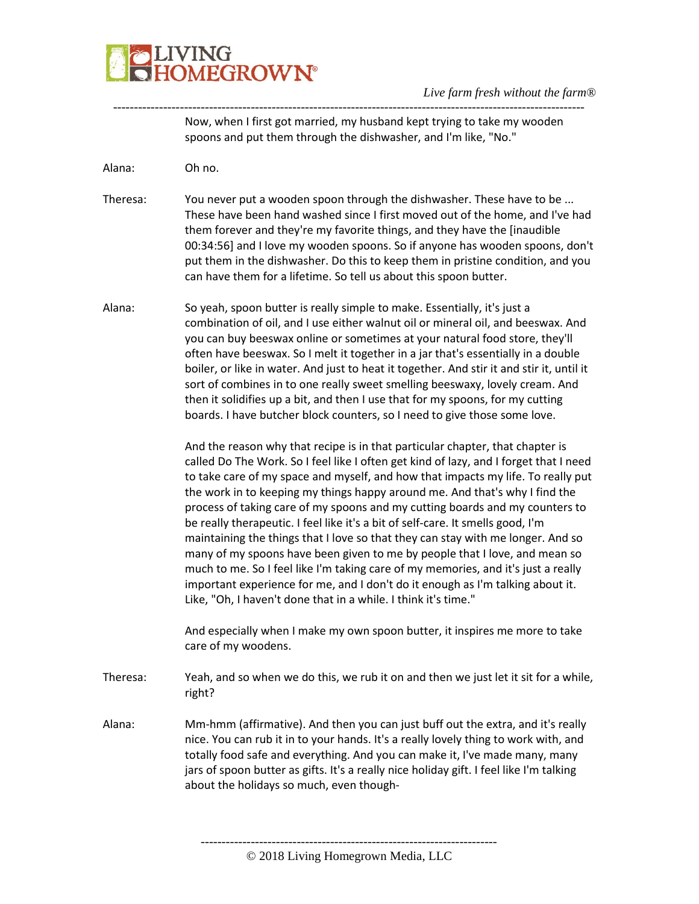Now, when I first got married, my husband kept trying to take my wooden spoons and put them through the dishwasher, and I'm like, "No."

Alana: Oh no.

Theresa: You never put a wooden spoon through the dishwasher. These have to be ... These have been hand washed since I first moved out of the home, and I've had them forever and they're my favorite things, and they have the [inaudible 00:34:56] and I love my wooden spoons. So if anyone has wooden spoons, don't put them in the dishwasher. Do this to keep them in pristine condition, and you can have them for a lifetime. So tell us about this spoon butter.

Alana: So yeah, spoon butter is really simple to make. Essentially, it's just a combination of oil, and I use either walnut oil or mineral oil, and beeswax. And you can buy beeswax online or sometimes at your natural food store, they'll often have beeswax. So I melt it together in a jar that's essentially in a double boiler, or like in water. And just to heat it together. And stir it and stir it, until it sort of combines in to one really sweet smelling beeswaxy, lovely cream. And then it solidifies up a bit, and then I use that for my spoons, for my cutting boards. I have butcher block counters, so I need to give those some love.

And the reason why that recipe is in that particular chapter, that chapter is called Do The Work. So I feel like I often get kind of lazy, and I forget that I need to take care of my space and myself, and how that impacts my life. To really put the work in to keeping my things happy around me. And that's why I find the process of taking care of my spoons and my cutting boards and my counters to be really therapeutic. I feel like it's a bit of self-care. It smells good, I'm maintaining the things that I love so that they can stay with me longer. And so many of my spoons have been given to me by people that I love, and mean so much to me. So I feel like I'm taking care of my memories, and it's just a really important experience for me, and I don't do it enough as I'm talking about it. Like, "Oh, I haven't done that in a while. I think it's time."

And especially when I make my own spoon butter, it inspires me more to take care of my woodens.

Theresa: Yeah, and so when we do this, we rub it on and then we just let it sit for a while, right?

Alana: Mm-hmm (affirmative). And then you can just buff out the extra, and it's really nice. You can rub it in to your hands. It's a really lovely thing to work with, and totally food safe and everything. And you can make it, I've made many, many jars of spoon butter as gifts. It's a really nice holiday gift. I feel like I'm talking about the holidays so much, even though-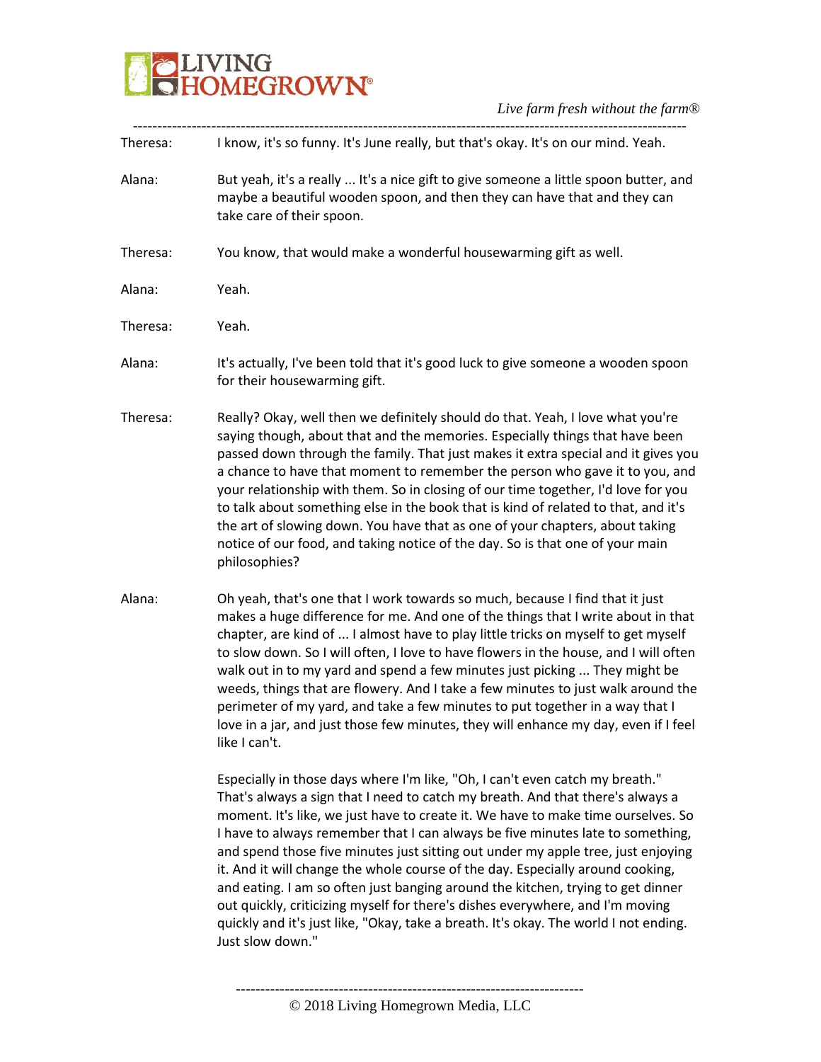Theresa: I know, it's so funny. It's June really, but that's okay. It's on our mind. Yeah.

Alana: But yeah, it's a really ... It's a nice gift to give someone a little spoon butter, and maybe a beautiful wooden spoon, and then they can have that and they can take care of their spoon.

Theresa: You know, that would make a wonderful housewarming gift as well.

Alana: Yeah.

Theresa: Yeah.

Alana: It's actually, I've been told that it's good luck to give someone a wooden spoon for their housewarming gift.

Theresa: Really? Okay, well then we definitely should do that. Yeah, I love what you're saying though, about that and the memories. Especially things that have been passed down through the family. That just makes it extra special and it gives you a chance to have that moment to remember the person who gave it to you, and your relationship with them. So in closing of our time together, I'd love for you to talk about something else in the book that is kind of related to that, and it's the art of slowing down. You have that as one of your chapters, about taking notice of our food, and taking notice of the day. So is that one of your main philosophies?

Alana: Oh yeah, that's one that I work towards so much, because I find that it just makes a huge difference for me. And one of the things that I write about in that chapter, are kind of ... I almost have to play little tricks on myself to get myself to slow down. So I will often, I love to have flowers in the house, and I will often walk out in to my yard and spend a few minutes just picking ... They might be weeds, things that are flowery. And I take a few minutes to just walk around the perimeter of my yard, and take a few minutes to put together in a way that I love in a jar, and just those few minutes, they will enhance my day, even if I feel like I can't.

Especially in those days where I'm like, "Oh, I can't even catch my breath." That's always a sign that I need to catch my breath. And that there's always a moment. It's like, we just have to create it. We have to make time ourselves. So I have to always remember that I can always be five minutes late to something, and spend those five minutes just sitting out under my apple tree, just enjoying it. And it will change the whole course of the day. Especially around cooking, and eating. I am so often just banging around the kitchen, trying to get dinner out quickly, criticizing myself for there's dishes everywhere, and I'm moving quickly and it's just like, "Okay, take a breath. It's okay. The world I not ending. Just slow down."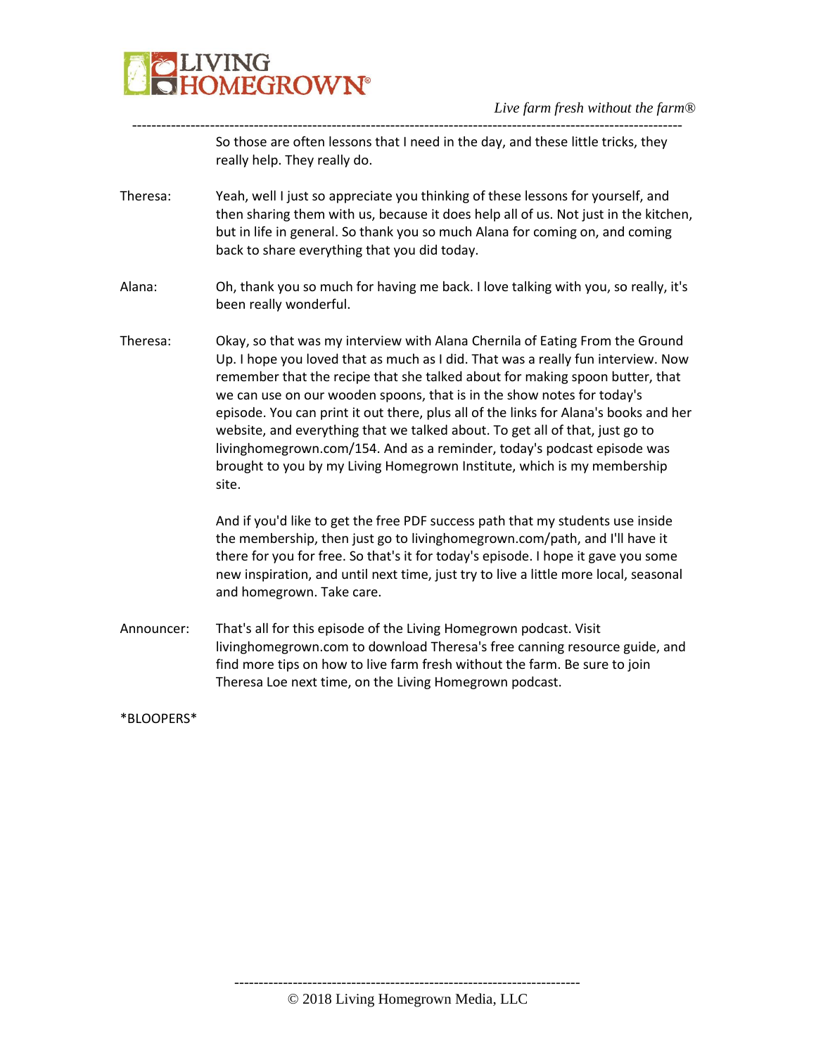So those are often lessons that I need in the day, and these little tricks, they really help. They really do.

Theresa: Yeah, well I just so appreciate you thinking of these lessons for yourself, and then sharing them with us, because it does help all of us. Not just in the kitchen, but in life in general. So thank you so much Alana for coming on, and coming back to share everything that you did today.

Alana: Oh, thank you so much for having me back. I love talking with you, so really, it's been really wonderful.

Theresa: Okay, so that was my interview with Alana Chernila of Eating From the Ground Up. I hope you loved that as much as I did. That was a really fun interview. Now remember that the recipe that she talked about for making spoon butter, that we can use on our wooden spoons, that is in the show notes for today's episode. You can print it out there, plus all of the links for Alana's books and her website, and everything that we talked about. To get all of that, just go to livinghomegrown.com/154. And as a reminder, today's podcast episode was brought to you by my Living Homegrown Institute, which is my membership site.

And if you'd like to get the free PDF success path that my students use inside the membership, then just go to livinghomegrown.com/path, and I'll have it there for you for free. So that's it for today's episode. I hope it gave you some new inspiration, and until next time, just try to live a little more local, seasonal and homegrown. Take care.

Announcer: That's all for this episode of the Living Homegrown podcast. Visit livinghomegrown.com to download Theresa's free canning resource guide, and find more tips on how to live farm fresh without the farm. Be sure to join Theresa Loe next time, on the Living Homegrown podcast.

*BLOOPERS*